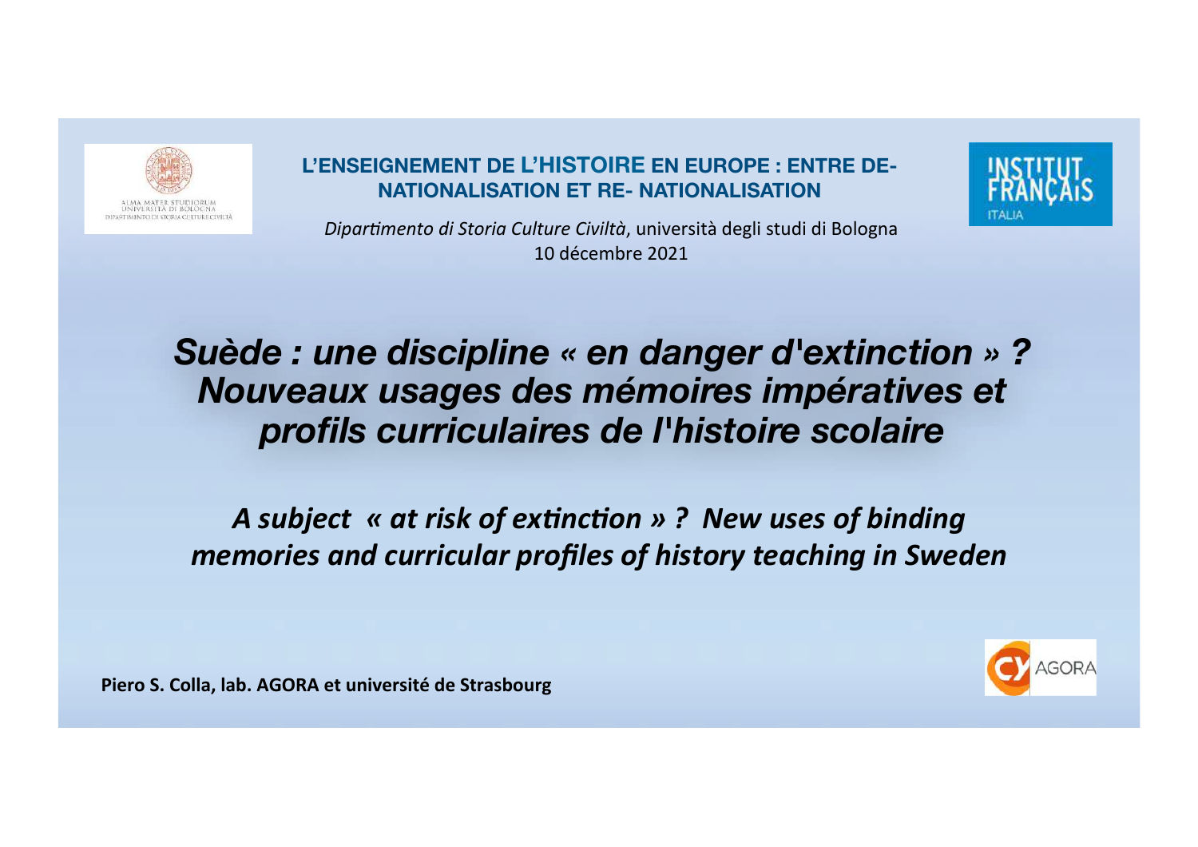ALMA MATER STUDIORUM
UNIVERSITÀ DI BOLOGNA
DIPARTIMENTO DI STORIA CULTURE CIVILTÀ

**L'ENSEIGNEMENT DE L'HISTOIRE EN EUROPE : ENTRE DE-NATIONALISATION ET RE- NATIONALISATION**

*Dipartimento di Storia Culture Civiltà*, università degli studi di Bologna
10 décembre 2021

INSTITUT FRANÇAIS ITALIA

# *Suède : une discipline « en danger d'extinction » ? Nouveaux usages des mémoires impératives et profils curriculaires de l'histoire scolaire*

## *A subject « at risk of extinction » ? New uses of binding memories and curricular profiles of history teaching in Sweden*

**Piero S. Colla, lab. AGORA et université de Strasbourg**

CY AGORA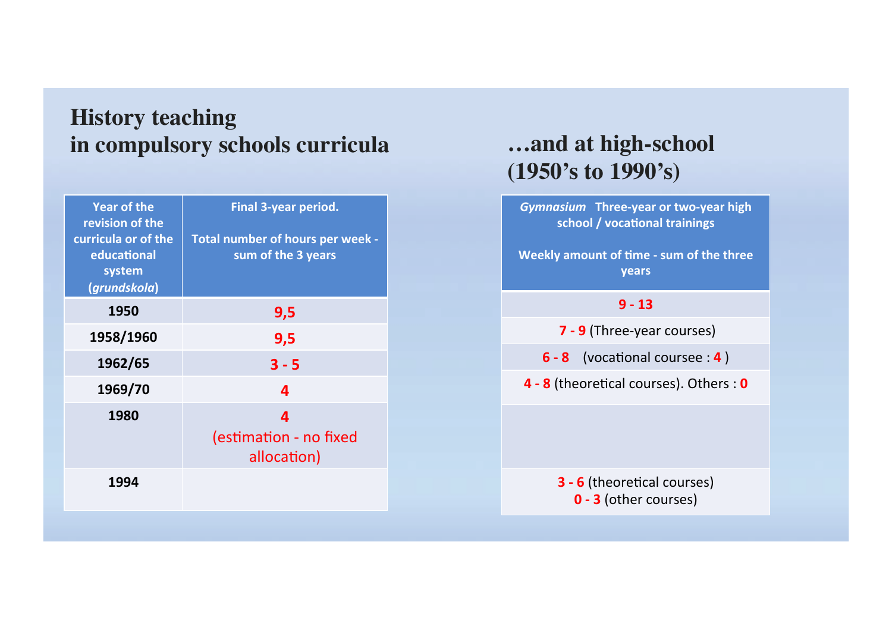## History teaching in compulsory schools curricula

| Year of the revision of the curricula or of the educational system (*grundskola*) | Final 3-year period. Total number of hours per week - sum of the 3 years |
|---|---|
| 1950 | 9,5 |
| 1958/1960 | 9,5 |
| 1962/65 | 3 - 5 |
| 1969/70 | 4 |
| 1980 | 4 (estimation - no fixed allocation) |
| 1994 | |

## …and at high-school (1950's to 1990's)

| *Gymnasium* Three-year or two-year high school / vocational trainings. Weekly amount of time - sum of the three years |
|---|
| 9 - 13 |
| 7 - 9 (Three-year courses) |
| 6 - 8 (vocational coursee : 4 ) |
| 4 - 8 (theoretical courses). Others : 0 |
| |
| 3 - 6 (theoretical courses) 0 - 3 (other courses) |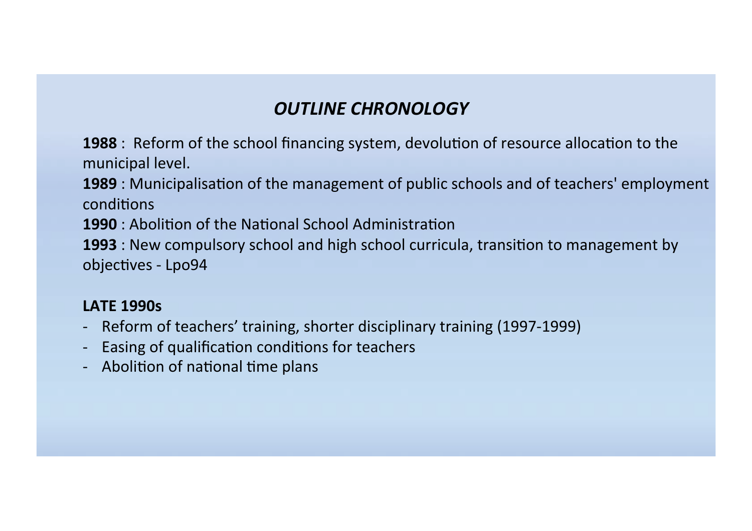## *OUTLINE CHRONOLOGY*

**1988** : Reform of the school financing system, devolution of resource allocation to the municipal level.

**1989** : Municipalisation of the management of public schools and of teachers' employment conditions

**1990** : Abolition of the National School Administration

**1993** : New compulsory school and high school curricula, transition to management by objectives - Lpo94

**LATE 1990s**

- Reform of teachers' training, shorter disciplinary training (1997-1999)
- Easing of qualification conditions for teachers
- Abolition of national time plans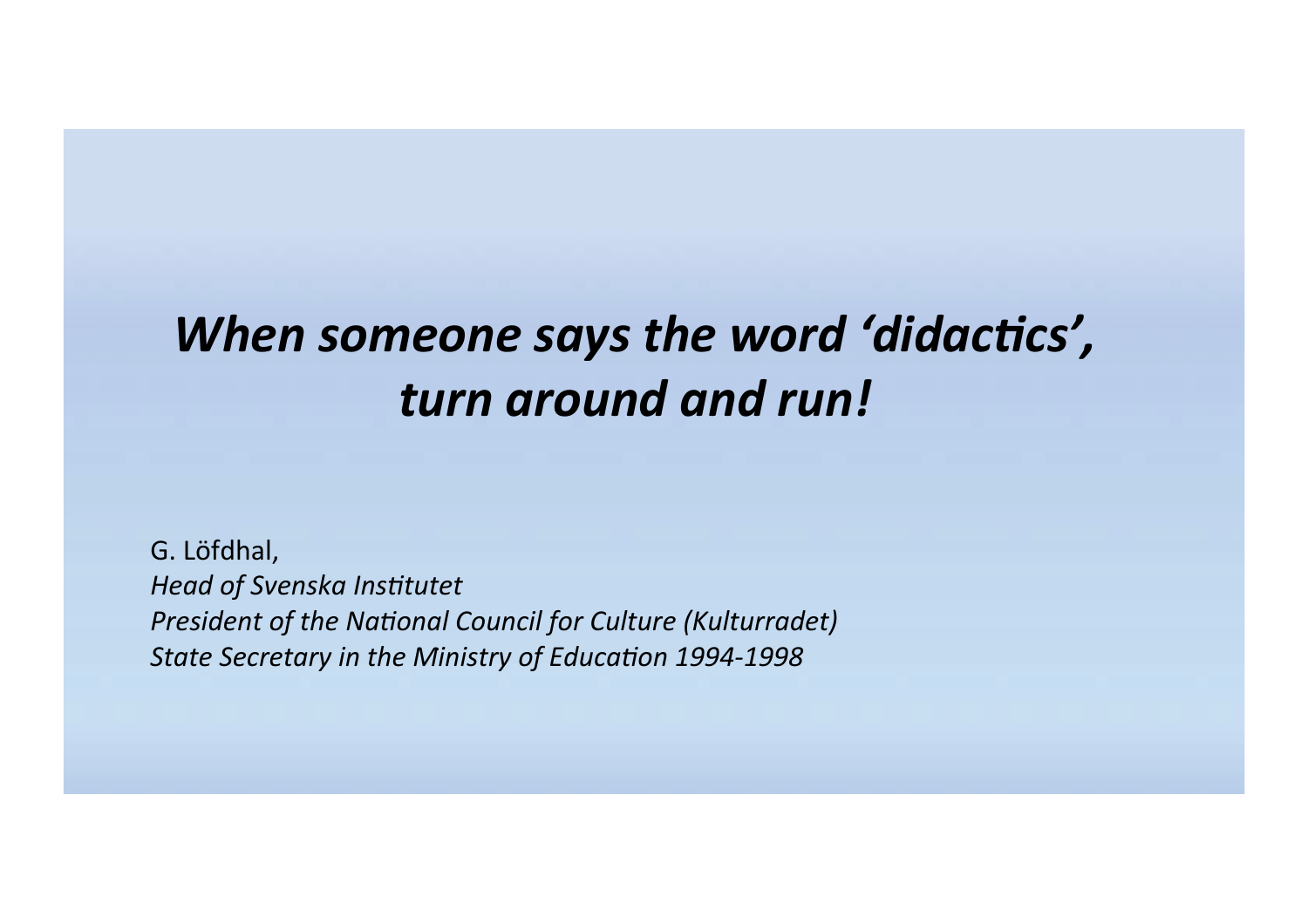***When someone says the word 'didactics', turn around and run!***

G. Löfdhal,
*Head of Svenska Institutet*
*President of the National Council for Culture (Kulturradet)*
*State Secretary in the Ministry of Education 1994-1998*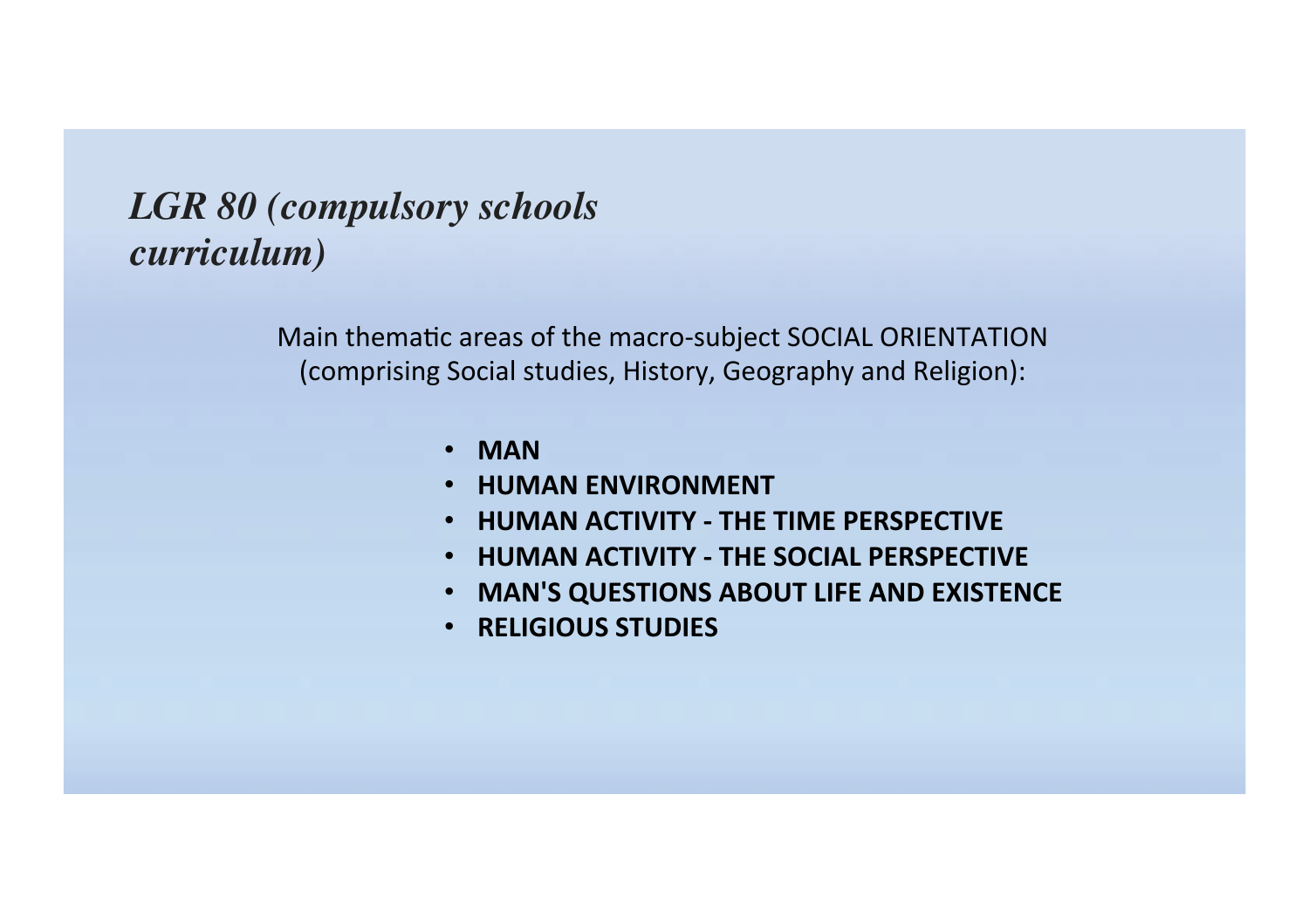## *LGR 80 (compulsory schools curriculum)*

Main thematic areas of the macro-subject SOCIAL ORIENTATION (comprising Social studies, History, Geography and Religion):

- **MAN**
- **HUMAN ENVIRONMENT**
- **HUMAN ACTIVITY - THE TIME PERSPECTIVE**
- **HUMAN ACTIVITY - THE SOCIAL PERSPECTIVE**
- **MAN'S QUESTIONS ABOUT LIFE AND EXISTENCE**
- **RELIGIOUS STUDIES**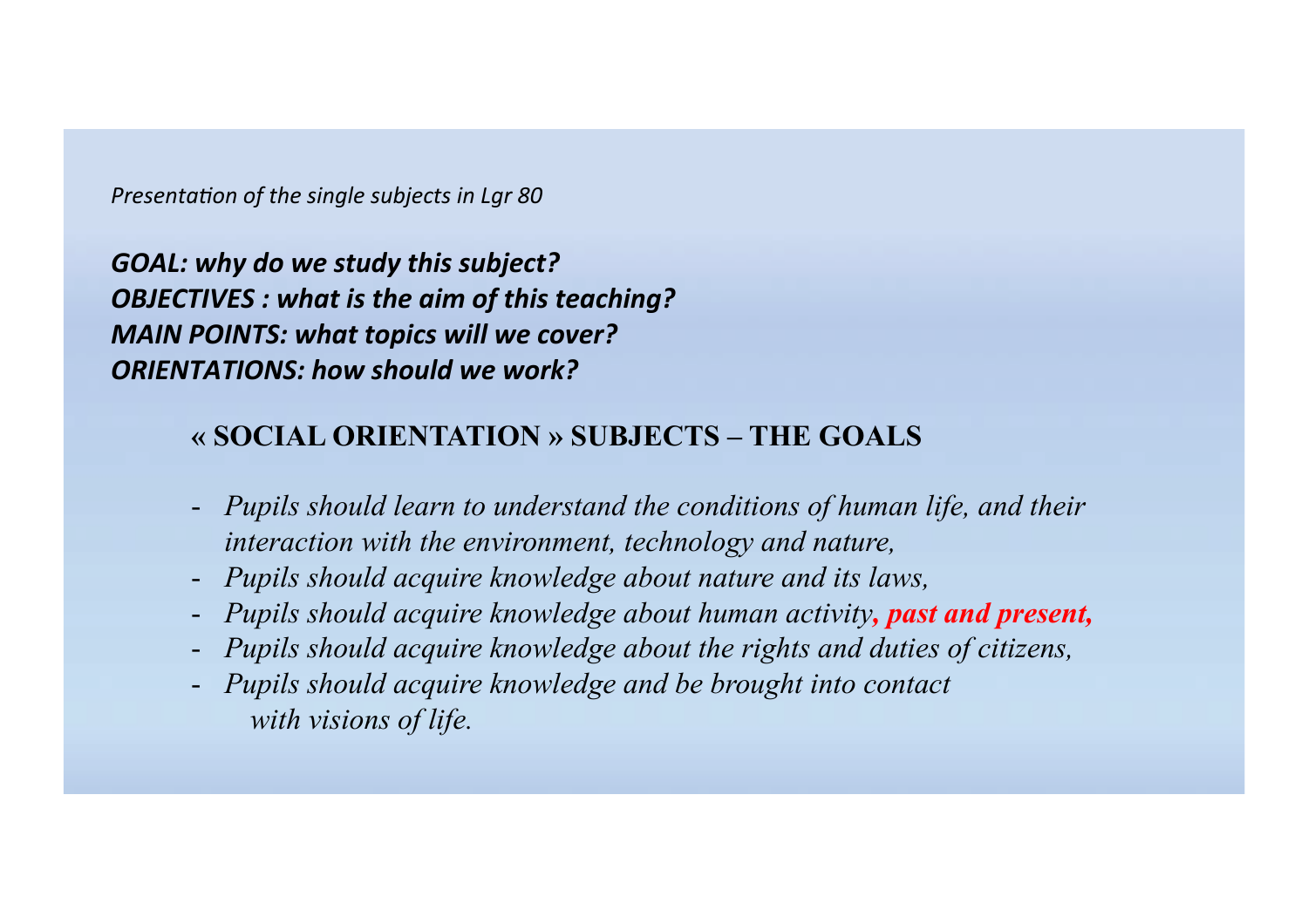*Presentation of the single subjects in Lgr 80*

***GOAL: why do we study this subject?***
***OBJECTIVES : what is the aim of this teaching?***
***MAIN POINTS: what topics will we cover?***
***ORIENTATIONS: how should we work?***

## « SOCIAL ORIENTATION » SUBJECTS – THE GOALS

- *Pupils should learn to understand the conditions of human life, and their interaction with the environment, technology and nature,*
- *Pupils should acquire knowledge about nature and its laws,*
- *Pupils should acquire knowledge about human activity**, past and present,***
- *Pupils should acquire knowledge about the rights and duties of citizens,*
- *Pupils should acquire knowledge and be brought into contact with visions of life.*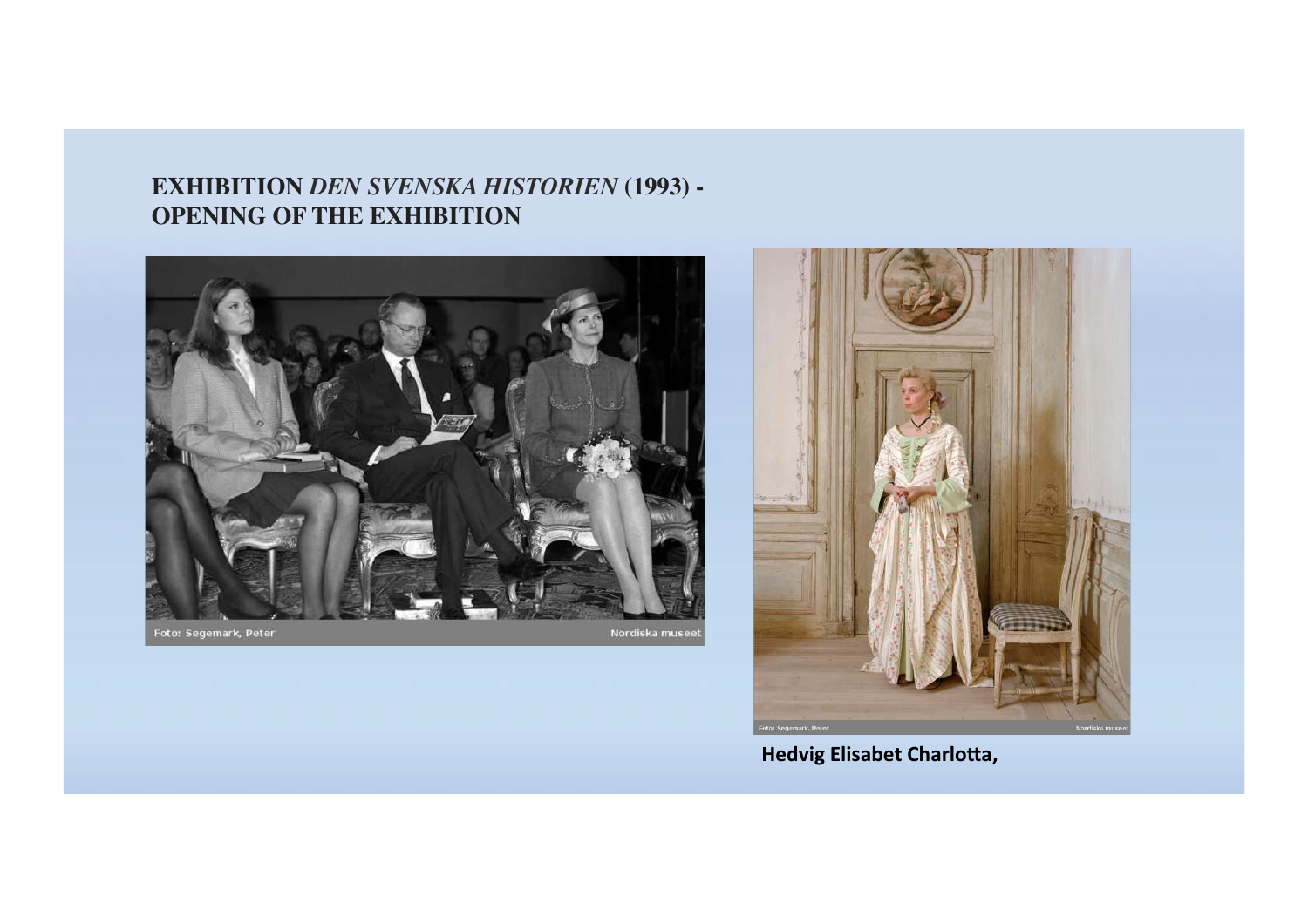**EXHIBITION *DEN SVENSKA HISTORIEN* (1993) - OPENING OF THE EXHIBITION**

Foto: Segemark, Peter Nordiska museet

Foto: Segemark, Peter Nordiska museet

**Hedvig Elisabet Charlotta,**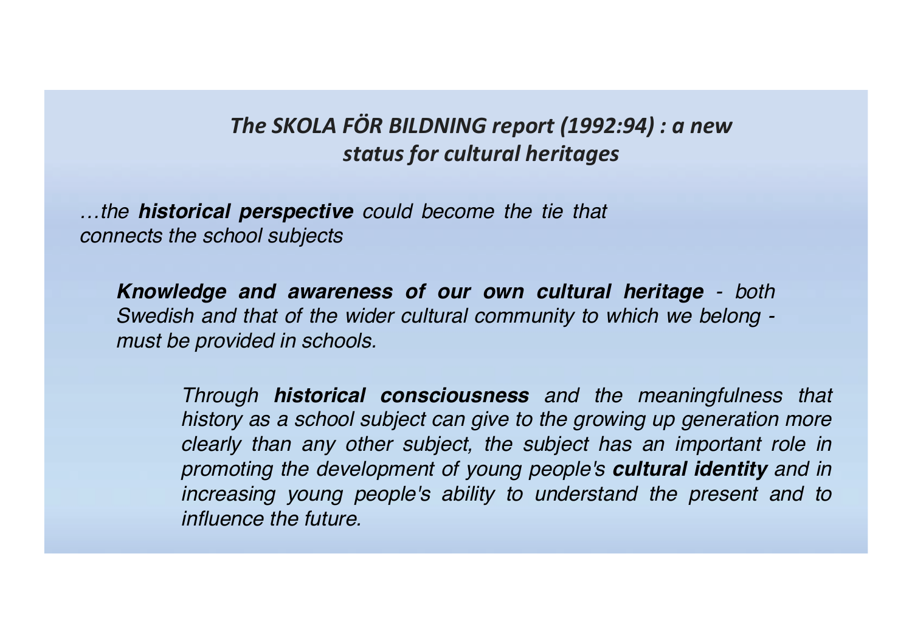## *The SKOLA FÖR BILDNING report (1992:94) : a new status for cultural heritages*

*…the **historical perspective** could become the tie that connects the school subjects*

***Knowledge and awareness of our own cultural heritage** - both Swedish and that of the wider cultural community to which we belong - must be provided in schools.*

*Through **historical consciousness** and the meaningfulness that history as a school subject can give to the growing up generation more clearly than any other subject, the subject has an important role in promoting the development of young people's **cultural identity** and in increasing young people's ability to understand the present and to influence the future.*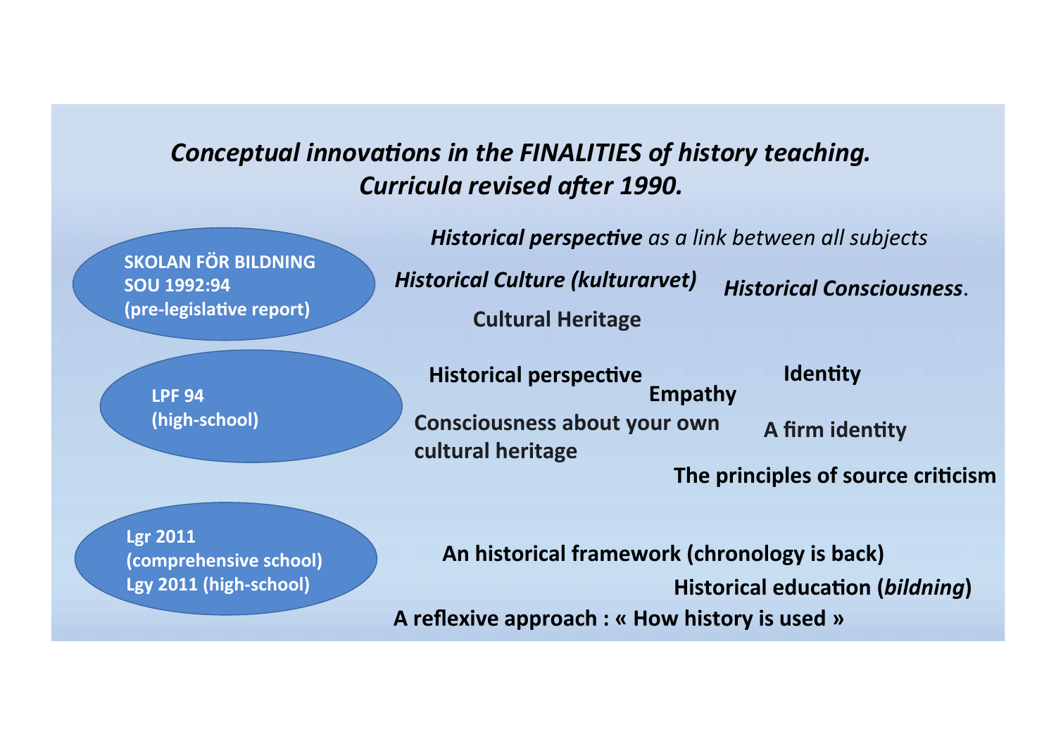*Conceptual innovations in the FINALITIES of history teaching.*
*Curricula revised after 1990.*

**SKOLAN FÖR BILDNING**
**SOU 1992:94**
**(pre-legislative report)**

***Historical perspective*** *as a link between all subjects*

***Historical Culture (kulturarvet)*** ***Historical Consciousness***.

**Cultural Heritage**

**LPF 94**
**(high-school)**

**Historical perspective** **Empathy** **Identity**

**Consciousness about your own cultural heritage** **A firm identity**

**The principles of source criticism**

**Lgr 2011**
**(comprehensive school)**
**Lgy 2011 (high-school)**

**An historical framework (chronology is back)**

**Historical education (*bildning*)**

**A reflexive approach : « How history is used »**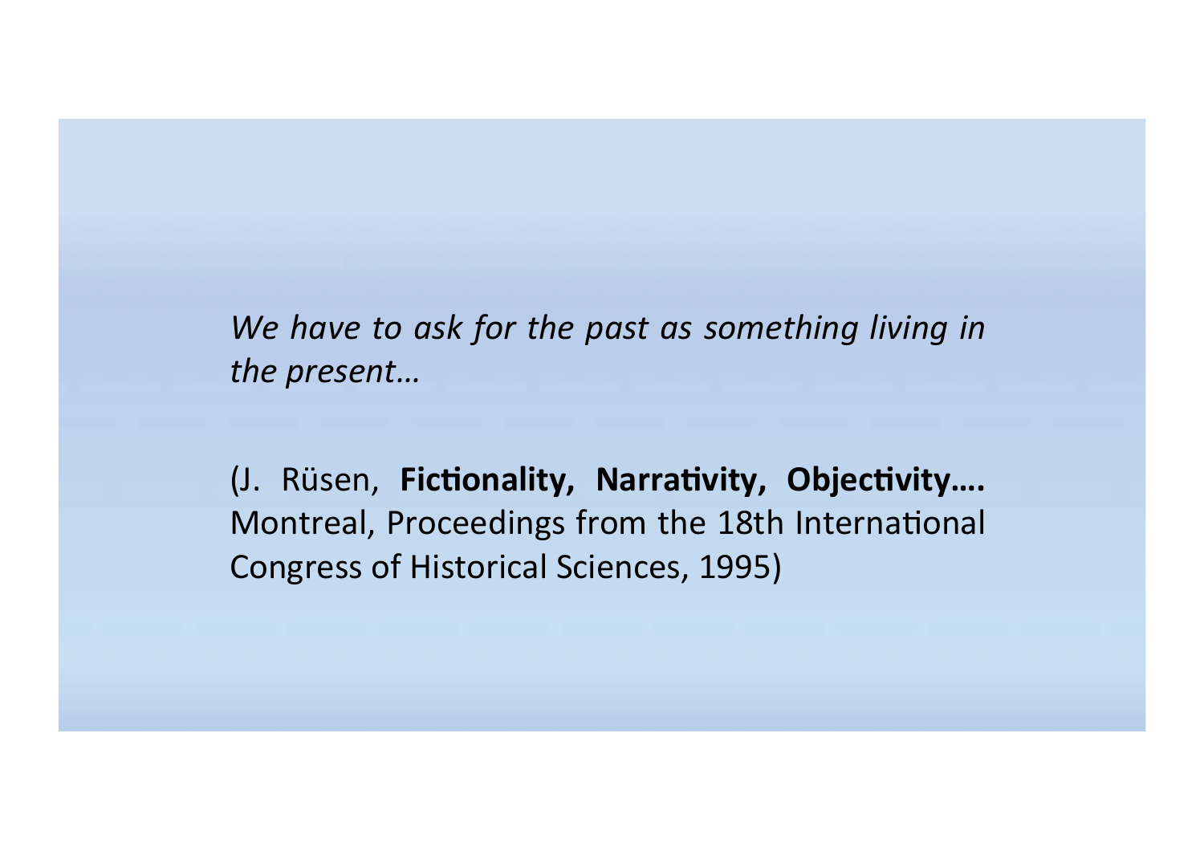*We have to ask for the past as something living in the present…*

(J. Rüsen, **Fictionality, Narrativity, Objectivity….** Montreal, Proceedings from the 18th International Congress of Historical Sciences, 1995)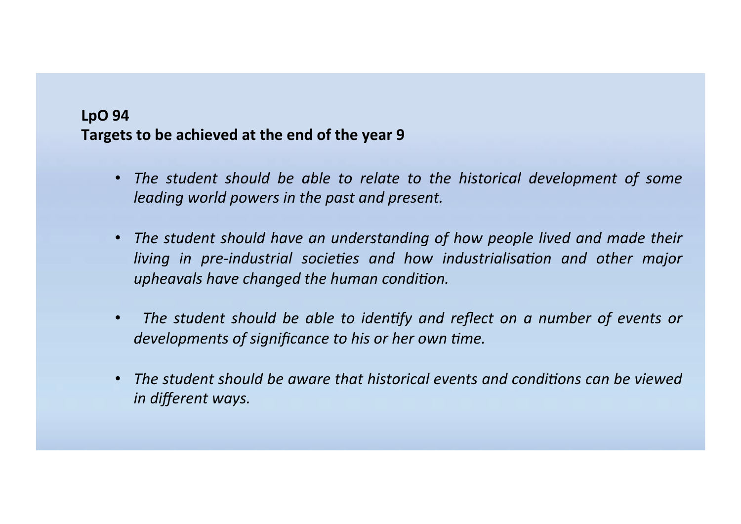**LpO 94**
**Targets to be achieved at the end of the year 9**

- *The student should be able to relate to the historical development of some leading world powers in the past and present.*
- *The student should have an understanding of how people lived and made their living in pre-industrial societies and how industrialisation and other major upheavals have changed the human condition.*
- *The student should be able to identify and reflect on a number of events or developments of significance to his or her own time.*
- *The student should be aware that historical events and conditions can be viewed in different ways.*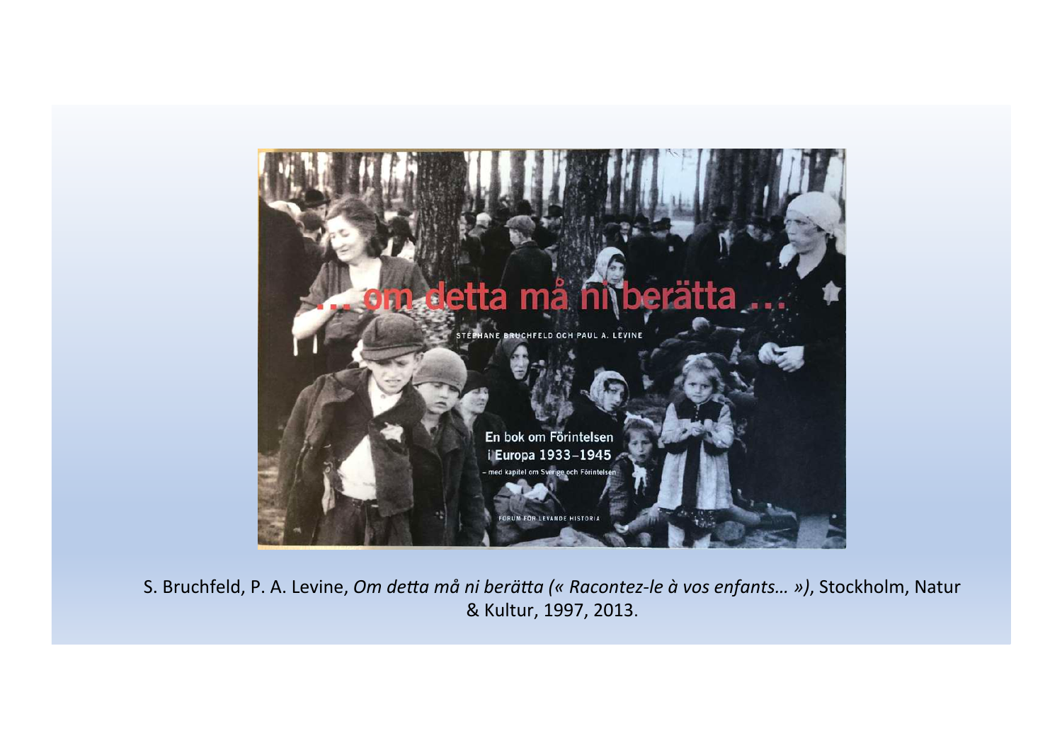... om detta må ni berätta ...

STÉPHANE BRUCHFELD OCH PAUL A. LEVINE

En bok om Förintelsen i Europa 1933–1945

– med kapitel om Sverige och Förintelsen

FORUM FÖR LEVANDE HISTORIA

S. Bruchfeld, P. A. Levine, *Om detta må ni berätta (« Racontez-le à vos enfants… »)*, Stockholm, Natur & Kultur, 1997, 2013.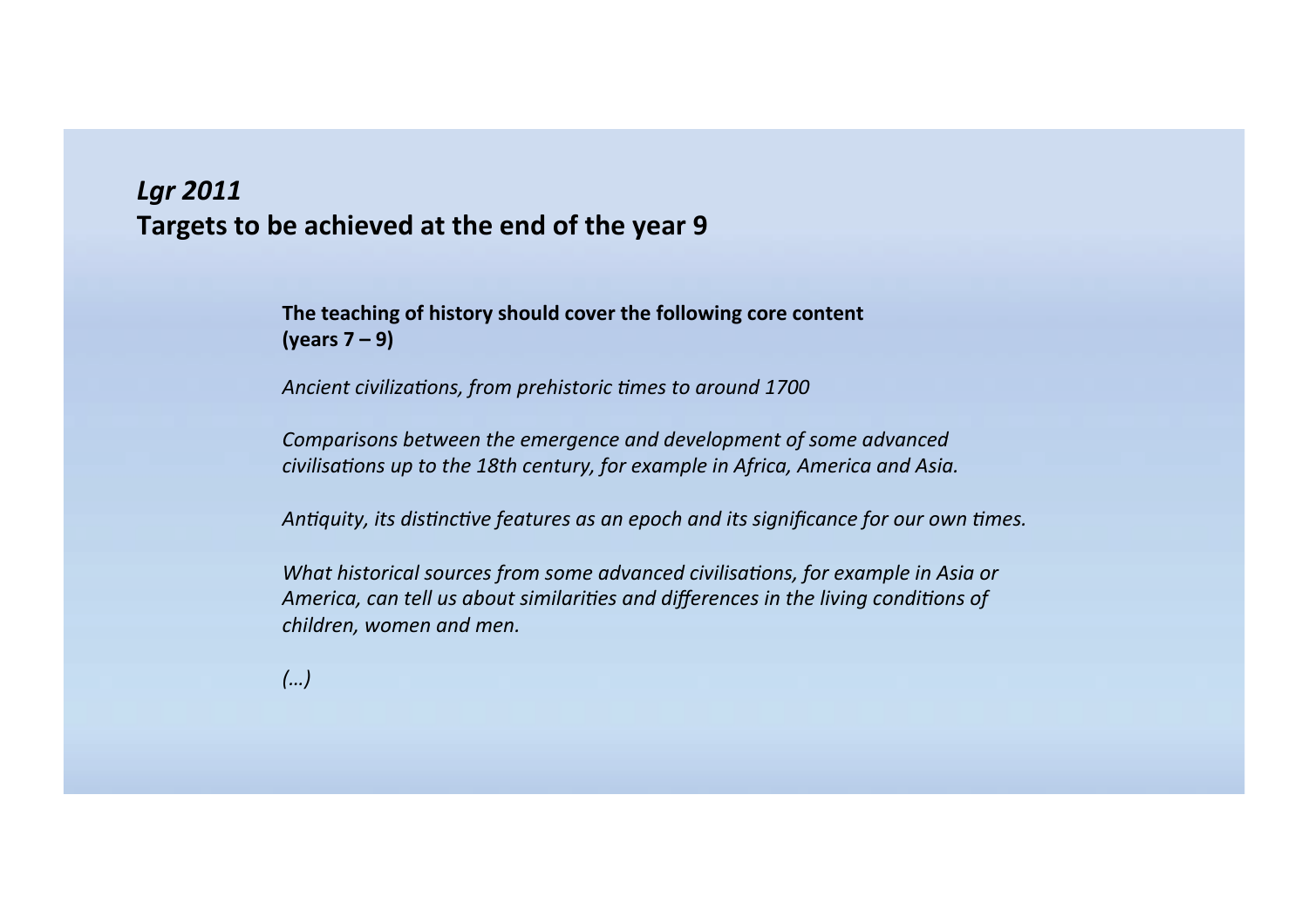## *Lgr 2011*
## Targets to be achieved at the end of the year 9

**The teaching of history should cover the following core content (years 7 – 9)**

*Ancient civilizations, from prehistoric times to around 1700*

*Comparisons between the emergence and development of some advanced civilisations up to the 18th century, for example in Africa, America and Asia.*

*Antiquity, its distinctive features as an epoch and its significance for our own times.*

*What historical sources from some advanced civilisations, for example in Asia or America, can tell us about similarities and differences in the living conditions of children, women and men.*

*(…)*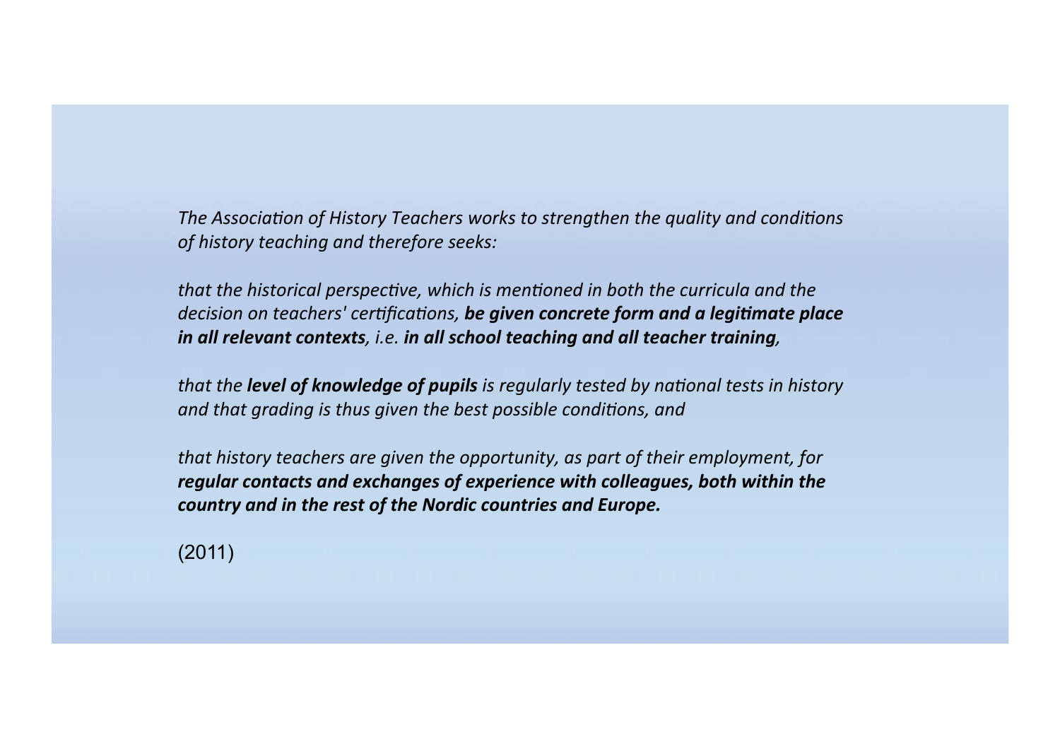*The Association of History Teachers works to strengthen the quality and conditions of history teaching and therefore seeks:*

*that the historical perspective, which is mentioned in both the curricula and the decision on teachers' certifications,* ***be given concrete form and a legitimate place in all relevant contexts****, i.e.* ***in all school teaching and all teacher training****,*

*that the* ***level of knowledge of pupils*** *is regularly tested by national tests in history and that grading is thus given the best possible conditions, and*

*that history teachers are given the opportunity, as part of their employment, for* ***regular contacts and exchanges of experience with colleagues, both within the country and in the rest of the Nordic countries and Europe.***

(2011)